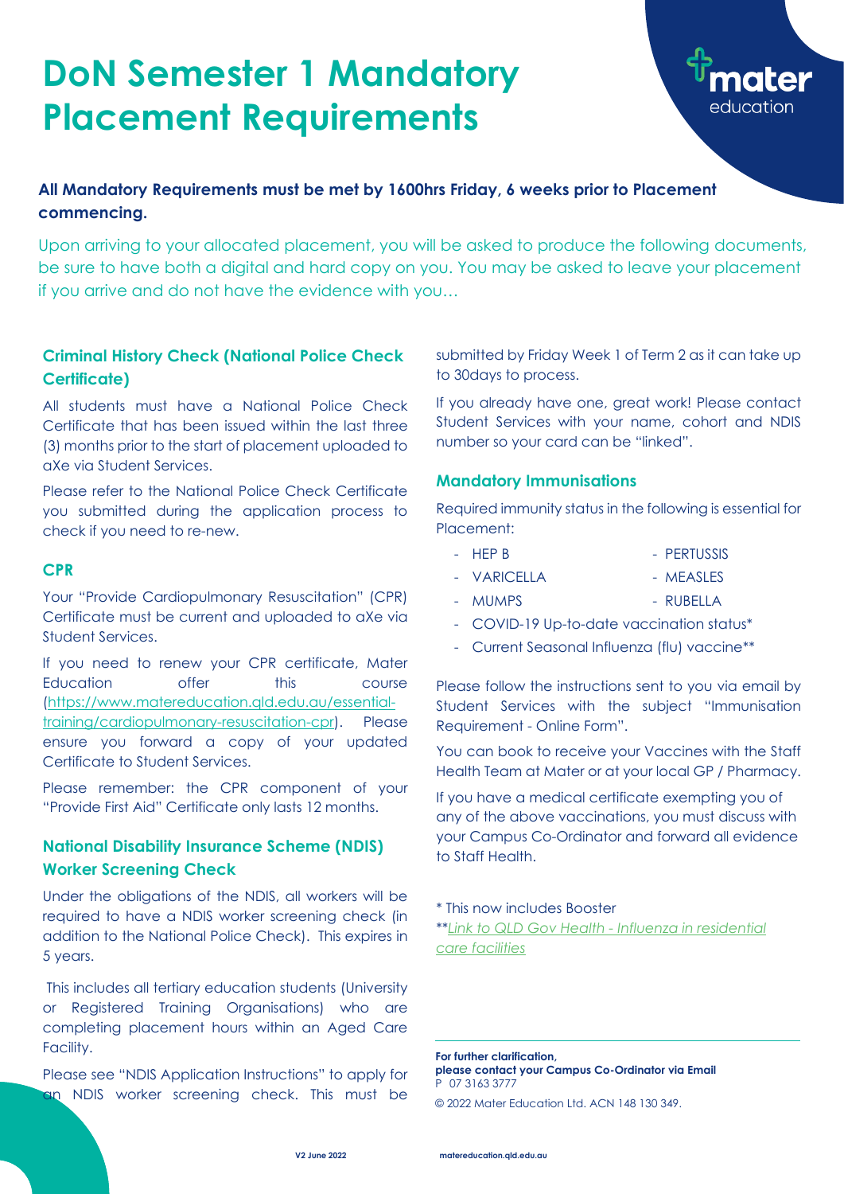# DoN Semester 1 Mandatory Placement Requirements

**All Mandatory Requirements must be met by 1600hrs Friday, 6 weeks prior to Placement commencing.**

Upon arriving to your allocated placement, you will be asked to produce the following documents, be sure to have both a digital and hard copy on you. You may be asked to leave your placement if you arrive and do not have the evidence with you…

## Criminal History Check (National Police Check Certificate)

All students must have a National Police Check Certificate that has been issued within the last three (3) months prior to the start of placement uploaded to aXe via Student Services.

Please refer to the National Police Check Certificate you submitted during the application process to check if you need to re-new.

## CPR

Your "Provide Cardiopulmonary Resuscitation" (CPR) Certificate must be current and uploaded to aXe via Student Services.

If you need to renew your CPR certificate, Mater Education offer this course (https://www.matereducation.qld.edu.au/essential-training/cardiopulmonary-resuscitation-cpr). Please ensure you forward a copy of your updated Certificate to Student Services.

Please remember: the CPR component of your "Provide First Aid" Certificate only lasts 12 months.

## National Disability Insurance Scheme (NDIS) Worker Screening Check

Under the obligations of the NDIS, all workers will be required to have a NDIS worker screening check (in addition to the National Police Check). This expires in 5 years.

This includes all tertiary education students (University or Registered Training Organisations) who are completing placement hours within an Aged Care Facility.

Please see "NDIS Application Instructions" to apply for an NDIS worker screening check. This must be submitted by Friday Week 1 of Term 2 as it can take up to 30days to process.

If you already have one, great work! Please contact Student Services with your name, cohort and NDIS number so your card can be "linked".

## Mandatory Immunisations

Required immunity status in the following is essential for Placement:

- HEP B
- VARICELLA
- MUMPS
- PERTUSSIS
- MEASLES
- RUBELLA
- COVID-19 Up-to-date vaccination status*
- Current Seasonal Influenza (flu) vaccine**

Please follow the instructions sent to you via email by Student Services with the subject "Immunisation Requirement - Online Form".

You can book to receive your Vaccines with the Staff Health Team at Mater or at your local GP / Pharmacy.

If you have a medical certificate exempting you of any of the above vaccinations, you must discuss with your Campus Co-Ordinator and forward all evidence to Staff Health.

* This now includes Booster
** *Link to QLD Gov Health - Influenza in residential care facilities*

---

**For further clarification,**
**please contact your Campus Co-Ordinator via Email**
P 07 3163 3777

© 2022 Mater Education Ltd. ACN 148 130 349.

V2 June 2022

matereducation.qld.edu.au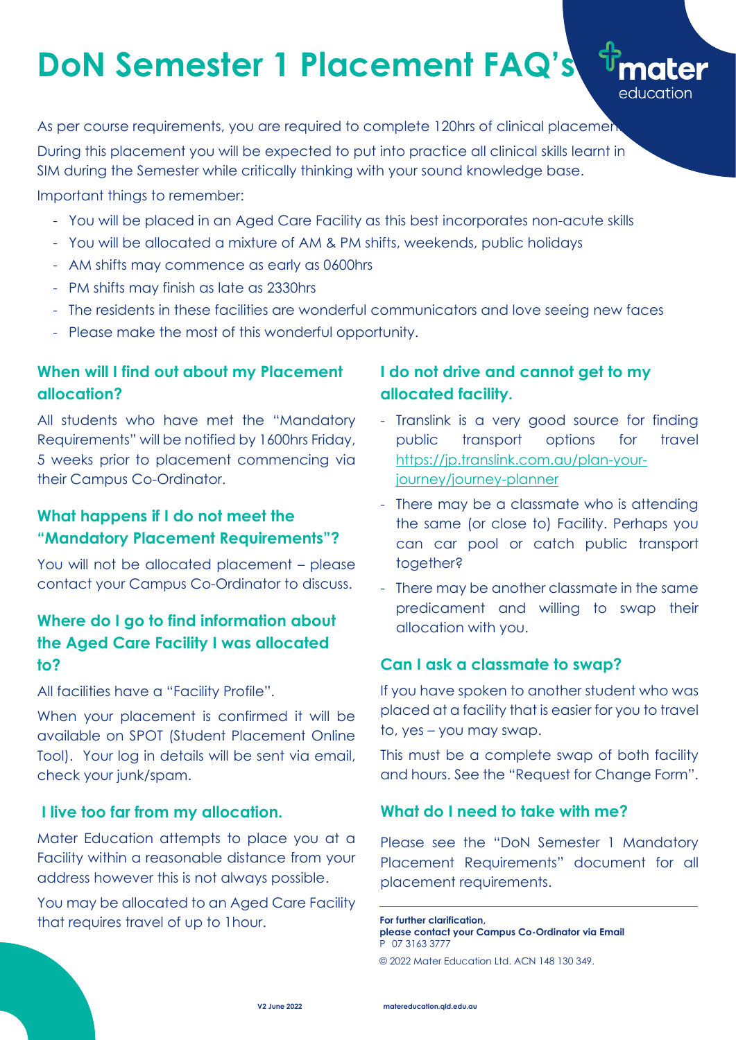# DoN Semester 1 Placement FAQ's

As per course requirements, you are required to complete 120hrs of clinical placement.

During this placement you will be expected to put into practice all clinical skills learnt in SIM during the Semester while critically thinking with your sound knowledge base.

Important things to remember:

- You will be placed in an Aged Care Facility as this best incorporates non-acute skills
- You will be allocated a mixture of AM & PM shifts, weekends, public holidays
- AM shifts may commence as early as 0600hrs
- PM shifts may finish as late as 2330hrs
- The residents in these facilities are wonderful communicators and love seeing new faces
- Please make the most of this wonderful opportunity.

### When will I find out about my Placement allocation?

All students who have met the "Mandatory Requirements" will be notified by 1600hrs Friday, 5 weeks prior to placement commencing via their Campus Co-Ordinator.

### What happens if I do not meet the "Mandatory Placement Requirements"?

You will not be allocated placement – please contact your Campus Co-Ordinator to discuss.

### Where do I go to find information about the Aged Care Facility I was allocated to?

All facilities have a "Facility Profile".

When your placement is confirmed it will be available on SPOT (Student Placement Online Tool). Your log in details will be sent via email, check your junk/spam.

### I live too far from my allocation.

Mater Education attempts to place you at a Facility within a reasonable distance from your address however this is not always possible.

You may be allocated to an Aged Care Facility that requires travel of up to 1hour.

### I do not drive and cannot get to my allocated facility.

- Translink is a very good source for finding public transport options for travel https://jp.translink.com.au/plan-your-journey/journey-planner
- There may be a classmate who is attending the same (or close to) Facility. Perhaps you can car pool or catch public transport together?
- There may be another classmate in the same predicament and willing to swap their allocation with you.

### Can I ask a classmate to swap?

If you have spoken to another student who was placed at a facility that is easier for you to travel to, yes – you may swap.

This must be a complete swap of both facility and hours. See the "Request for Change Form".

### What do I need to take with me?

Please see the "DoN Semester 1 Mandatory Placement Requirements" document for all placement requirements.

**For further clarification,**
**please contact your Campus Co-Ordinator via Email**
P 07 3163 3777

© 2022 Mater Education Ltd. ACN 148 130 349.

V2 June 2022 | matereducation.qld.edu.au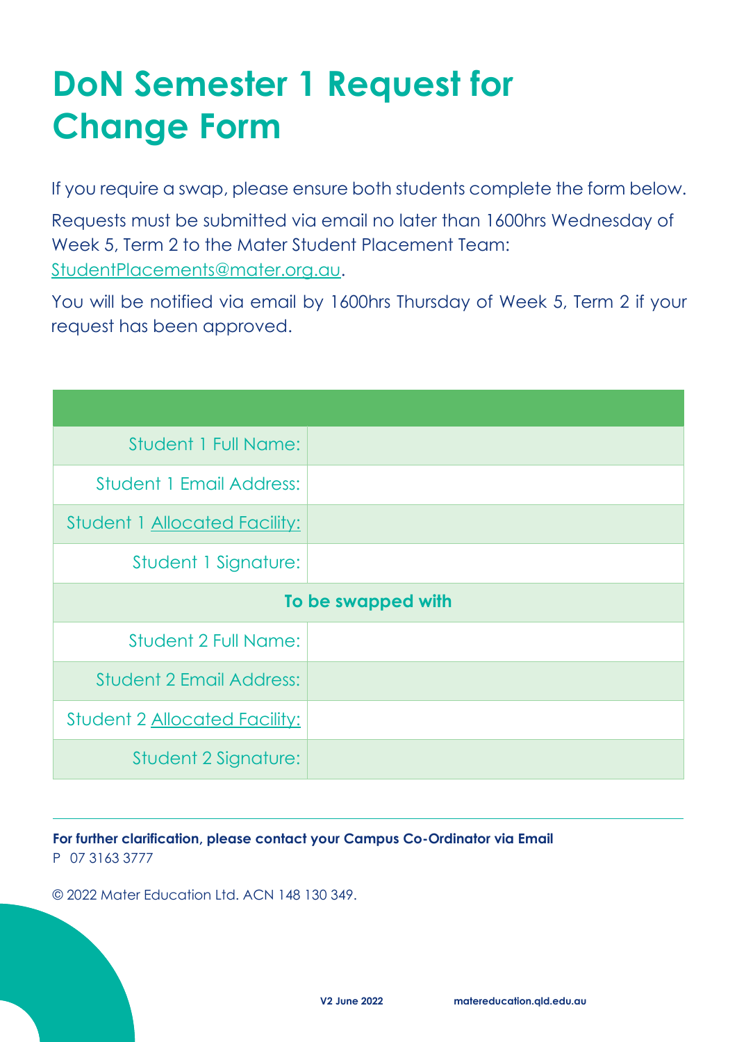# DoN Semester 1 Request for Change Form

If you require a swap, please ensure both students complete the form below.

Requests must be submitted via email no later than 1600hrs Wednesday of Week 5, Term 2 to the Mater Student Placement Team: StudentPlacements@mater.org.au.

You will be notified via email by 1600hrs Thursday of Week 5, Term 2 if your request has been approved.

| | |
|---|---|
| Student 1 Full Name: | |
| Student 1 Email Address: | |
| Student 1 Allocated Facility: | |
| Student 1 Signature: | |
| **To be swapped with** | |
| Student 2 Full Name: | |
| Student 2 Email Address: | |
| Student 2 Allocated Facility: | |
| Student 2 Signature: | |

**For further clarification, please contact your Campus Co-Ordinator via Email**
P 07 3163 3777

© 2022 Mater Education Ltd. ACN 148 130 349.

V2 June 2022 matereducation.qld.edu.au